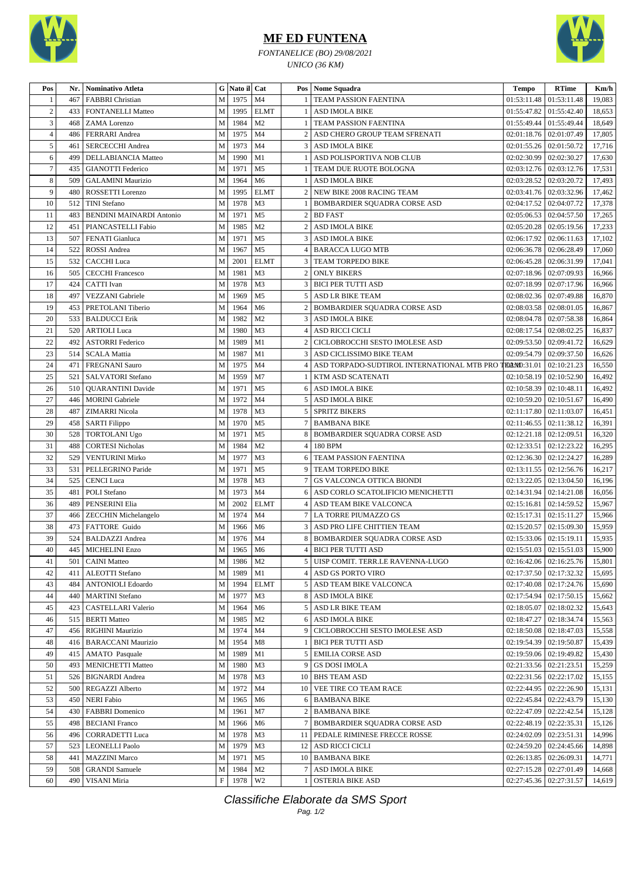# MF ED FUNTENA

*FONTANELICE (BO) 29/08/2021*

*UNICO (36 KM)*

| Pos | Nr. | Nominativo Atleta | G | Nato il | Cat | Pos | Nome Squadra | Tempo | RTime | Km/h |
|---|---|---|---|---|---|---|---|---|---|---|
| 1 | 467 | FABBRI Christian | M | 1975 | M4 | 1 | TEAM PASSION FAENTINA | 01:53:11.48 | 01:53:11.48 | 19,083 |
| 2 | 433 | FONTANELLI Matteo | M | 1995 | ELMT | 1 | ASD IMOLA BIKE | 01:55:47.82 | 01:55:42.40 | 18,653 |
| 3 | 468 | ZAMA Lorenzo | M | 1984 | M2 | 1 | TEAM PASSION FAENTINA | 01:55:49.44 | 01:55:49.44 | 18,649 |
| 4 | 486 | FERRARI Andrea | M | 1975 | M4 | 2 | ASD CHERO GROUP TEAM SFRENATI | 02:01:18.76 | 02:01:07.49 | 17,805 |
| 5 | 461 | SERCECCHI Andrea | M | 1973 | M4 | 3 | ASD IMOLA BIKE | 02:01:55.26 | 02:01:50.72 | 17,716 |
| 6 | 499 | DELLABIANCIA Matteo | M | 1990 | M1 | 1 | ASD POLISPORTIVA NOB CLUB | 02:02:30.99 | 02:02:30.27 | 17,630 |
| 7 | 435 | GIANOTTI Federico | M | 1971 | M5 | 1 | TEAM DUE RUOTE BOLOGNA | 02:03:12.76 | 02:03:12.76 | 17,531 |
| 8 | 509 | GALAMINI Maurizio | M | 1964 | M6 | 1 | ASD IMOLA BIKE | 02:03:28.52 | 02:03:20.72 | 17,493 |
| 9 | 480 | ROSSETTI Lorenzo | M | 1995 | ELMT | 2 | NEW BIKE 2008 RACING TEAM | 02:03:41.76 | 02:03:32.96 | 17,462 |
| 10 | 512 | TINI Stefano | M | 1978 | M3 | 1 | BOMBARDIER SQUADRA CORSE ASD | 02:04:17.52 | 02:04:07.72 | 17,378 |
| 11 | 483 | BENDINI MAINARDI Antonio | M | 1971 | M5 | 2 | BD FAST | 02:05:06.53 | 02:04:57.50 | 17,265 |
| 12 | 451 | PIANCASTELLI Fabio | M | 1985 | M2 | 2 | ASD IMOLA BIKE | 02:05:20.28 | 02:05:19.56 | 17,233 |
| 13 | 507 | FENATI Gianluca | M | 1971 | M5 | 3 | ASD IMOLA BIKE | 02:06:17.92 | 02:06:11.63 | 17,102 |
| 14 | 522 | ROSSI Andrea | M | 1967 | M5 | 4 | BARACCA LUGO MTB | 02:06:36.78 | 02:06:28.49 | 17,060 |
| 15 | 532 | CACCHI Luca | M | 2001 | ELMT | 3 | TEAM TORPEDO BIKE | 02:06:45.28 | 02:06:31.99 | 17,041 |
| 16 | 505 | CECCHI Francesco | M | 1981 | M3 | 2 | ONLY BIKERS | 02:07:18.96 | 02:07:09.93 | 16,966 |
| 17 | 424 | CATTI Ivan | M | 1978 | M3 | 3 | BICI PER TUTTI ASD | 02:07:18.99 | 02:07:17.96 | 16,966 |
| 18 | 497 | VEZZANI Gabriele | M | 1969 | M5 | 5 | ASD LR BIKE TEAM | 02:08:02.36 | 02:07:49.88 | 16,870 |
| 19 | 453 | PRETOLANI Tiberio | M | 1964 | M6 | 2 | BOMBARDIER SQUADRA CORSE ASD | 02:08:03.58 | 02:08:01.05 | 16,867 |
| 20 | 533 | BALDUCCI Erik | M | 1982 | M2 | 3 | ASD IMOLA BIKE | 02:08:04.78 | 02:07:58.38 | 16,864 |
| 21 | 520 | ARTIOLI Luca | M | 1980 | M3 | 4 | ASD RICCI CICLI | 02:08:17.54 | 02:08:02.25 | 16,837 |
| 22 | 492 | ASTORRI Federico | M | 1989 | M1 | 2 | CICLOBROCCHI SESTO IMOLESE ASD | 02:09:53.50 | 02:09:41.72 | 16,629 |
| 23 | 514 | SCALA Mattia | M | 1987 | M1 | 3 | ASD CICLISSIMO BIKE TEAM | 02:09:54.79 | 02:09:37.50 | 16,626 |
| 24 | 471 | FREGNANI Sauro | M | 1975 | M4 | 4 | ASD TORPADO-SUDTIROL INTERNATIONAL MTB PRO TEAM | 02:10:31.01 | 02:10:21.23 | 16,550 |
| 25 | 521 | SALVATORI Stefano | M | 1959 | M7 | 1 | KTM ASD SCATENATI | 02:10:58.19 | 02:10:52.90 | 16,492 |
| 26 | 510 | QUARANTINI Davide | M | 1971 | M5 | 6 | ASD IMOLA BIKE | 02:10:58.39 | 02:10:48.11 | 16,492 |
| 27 | 446 | MORINI Gabriele | M | 1972 | M4 | 5 | ASD IMOLA BIKE | 02:10:59.20 | 02:10:51.67 | 16,490 |
| 28 | 487 | ZIMARRI Nicola | M | 1978 | M3 | 5 | SPRITZ BIKERS | 02:11:17.80 | 02:11:03.07 | 16,451 |
| 29 | 458 | SARTI Filippo | M | 1970 | M5 | 7 | BAMBANA BIKE | 02:11:46.55 | 02:11:38.12 | 16,391 |
| 30 | 528 | TORTOLANI Ugo | M | 1971 | M5 | 8 | BOMBARDIER SQUADRA CORSE ASD | 02:12:21.18 | 02:12:09.51 | 16,320 |
| 31 | 488 | CORTESI Nicholas | M | 1984 | M2 | 4 | 180 BPM | 02:12:33.51 | 02:12:23.22 | 16,295 |
| 32 | 529 | VENTURINI Mirko | M | 1977 | M3 | 6 | TEAM PASSION FAENTINA | 02:12:36.30 | 02:12:24.27 | 16,289 |
| 33 | 531 | PELLEGRINO Paride | M | 1971 | M5 | 9 | TEAM TORPEDO BIKE | 02:13:11.55 | 02:12:56.76 | 16,217 |
| 34 | 525 | CENCI Luca | M | 1978 | M3 | 7 | GS VALCONCA OTTICA BIONDI | 02:13:22.05 | 02:13:04.50 | 16,196 |
| 35 | 481 | POLI Stefano | M | 1973 | M4 | 6 | ASD CORLO SCATOLIFICIO MENICHETTI | 02:14:31.94 | 02:14:21.08 | 16,056 |
| 36 | 489 | PENSERINI Elia | M | 2002 | ELMT | 4 | ASD TEAM BIKE VALCONCA | 02:15:16.81 | 02:14:59.52 | 15,967 |
| 37 | 466 | ZECCHIN Michelangelo | M | 1974 | M4 | 7 | LA TORRE PIUMAZZO GS | 02:15:17.31 | 02:15:11.27 | 15,966 |
| 38 | 473 | FATTORE Guido | M | 1966 | M6 | 3 | ASD PRO LIFE CHITTIEN TEAM | 02:15:20.57 | 02:15:09.30 | 15,959 |
| 39 | 524 | BALDAZZI Andrea | M | 1976 | M4 | 8 | BOMBARDIER SQUADRA CORSE ASD | 02:15:33.06 | 02:15:19.11 | 15,935 |
| 40 | 445 | MICHELINI Enzo | M | 1965 | M6 | 4 | BICI PER TUTTI ASD | 02:15:51.03 | 02:15:51.03 | 15,900 |
| 41 | 501 | CAINI Matteo | M | 1986 | M2 | 5 | UISP COMIT. TERR.LE RAVENNA-LUGO | 02:16:42.06 | 02:16:25.76 | 15,801 |
| 42 | 411 | ALEOTTI Stefano | M | 1989 | M1 | 4 | ASD GS PORTO VIRO | 02:17:37.50 | 02:17:32.32 | 15,695 |
| 43 | 484 | ANTONIOLI Edoardo | M | 1994 | ELMT | 5 | ASD TEAM BIKE VALCONCA | 02:17:40.08 | 02:17:24.76 | 15,690 |
| 44 | 440 | MARTINI Stefano | M | 1977 | M3 | 8 | ASD IMOLA BIKE | 02:17:54.94 | 02:17:50.15 | 15,662 |
| 45 | 423 | CASTELLARI Valerio | M | 1964 | M6 | 5 | ASD LR BIKE TEAM | 02:18:05.07 | 02:18:02.32 | 15,643 |
| 46 | 515 | BERTI Matteo | M | 1985 | M2 | 6 | ASD IMOLA BIKE | 02:18:47.27 | 02:18:34.74 | 15,563 |
| 47 | 456 | RIGHINI Maurizio | M | 1974 | M4 | 9 | CICLOBROCCHI SESTO IMOLESE ASD | 02:18:50.08 | 02:18:47.03 | 15,558 |
| 48 | 416 | BARACCANI Maurizio | M | 1954 | M8 | 1 | BICI PER TUTTI ASD | 02:19:54.39 | 02:19:50.87 | 15,439 |
| 49 | 415 | AMATO Pasquale | M | 1989 | M1 | 5 | EMILIA CORSE ASD | 02:19:59.06 | 02:19:49.82 | 15,430 |
| 50 | 493 | MENICHETTI Matteo | M | 1980 | M3 | 9 | GS DOSI IMOLA | 02:21:33.56 | 02:21:23.51 | 15,259 |
| 51 | 526 | BIGNARDI Andrea | M | 1978 | M3 | 10 | BHS TEAM ASD | 02:22:31.56 | 02:22:17.02 | 15,155 |
| 52 | 500 | REGAZZI Alberto | M | 1972 | M4 | 10 | VEE TIRE CO TEAM RACE | 02:22:44.95 | 02:22:26.90 | 15,131 |
| 53 | 450 | NERI Fabio | M | 1965 | M6 | 6 | BAMBANA BIKE | 02:22:45.84 | 02:22:43.79 | 15,130 |
| 54 | 430 | FABBRI Domenico | M | 1961 | M7 | 2 | BAMBANA BIKE | 02:22:47.09 | 02:22:42.54 | 15,128 |
| 55 | 498 | BECIANI Franco | M | 1966 | M6 | 7 | BOMBARDIER SQUADRA CORSE ASD | 02:22:48.19 | 02:22:35.31 | 15,126 |
| 56 | 496 | CORRADETTI Luca | M | 1978 | M3 | 11 | PEDALE RIMINESE FRECCE ROSSE | 02:24:02.09 | 02:23:51.31 | 14,996 |
| 57 | 523 | LEONELLI Paolo | M | 1979 | M3 | 12 | ASD RICCI CICLI | 02:24:59.20 | 02:24:45.66 | 14,898 |
| 58 | 441 | MAZZINI Marco | M | 1971 | M5 | 10 | BAMBANA BIKE | 02:26:13.85 | 02:26:09.31 | 14,771 |
| 59 | 508 | GRANDI Samuele | M | 1984 | M2 | 7 | ASD IMOLA BIKE | 02:27:15.28 | 02:27:01.49 | 14,668 |
| 60 | 490 | VISANI Miria | F | 1978 | W2 | 1 | OSTERIA BIKE ASD | 02:27:45.36 | 02:27:31.57 | 14,619 |

*Classifiche Elaborate da SMS Sport*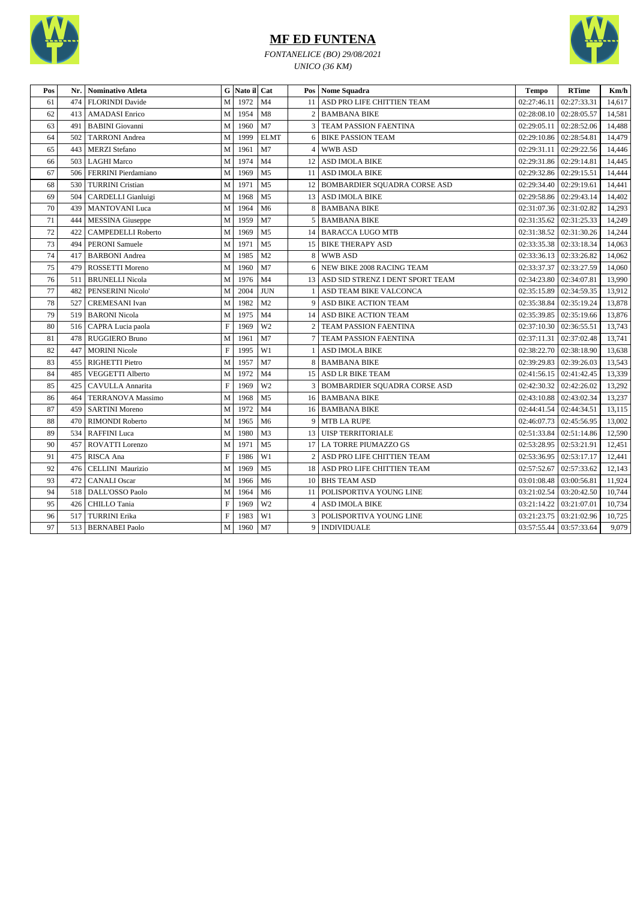# MF ED FUNTENA

*FONTANELICE (BO) 29/08/2021*

*UNICO (36 KM)*

| Pos | Nr. | Nominativo Atleta | G | Nato il | Cat | Pos | Nome Squadra | Tempo | RTime | Km/h |
|---|---|---|---|---|---|---|---|---|---|---|
| 61 | 474 | FLORINDI Davide | M | 1972 | M4 | 11 | ASD PRO LIFE CHITTIEN TEAM | 02:27:46.11 | 02:27:33.31 | 14,617 |
| 62 | 413 | AMADASI Enrico | M | 1954 | M8 | 2 | BAMBANA BIKE | 02:28:08.10 | 02:28:05.57 | 14,581 |
| 63 | 491 | BABINI Giovanni | M | 1960 | M7 | 3 | TEAM PASSION FAENTINA | 02:29:05.11 | 02:28:52.06 | 14,488 |
| 64 | 502 | TARRONI Andrea | M | 1999 | ELMT | 6 | BIKE PASSION TEAM | 02:29:10.86 | 02:28:54.81 | 14,479 |
| 65 | 443 | MERZI Stefano | M | 1961 | M7 | 4 | WWB ASD | 02:29:31.11 | 02:29:22.56 | 14,446 |
| 66 | 503 | LAGHI Marco | M | 1974 | M4 | 12 | ASD IMOLA BIKE | 02:29:31.86 | 02:29:14.81 | 14,445 |
| 67 | 506 | FERRINI Pierdamiano | M | 1969 | M5 | 11 | ASD IMOLA BIKE | 02:29:32.86 | 02:29:15.51 | 14,444 |
| 68 | 530 | TURRINI Cristian | M | 1971 | M5 | 12 | BOMBARDIER SQUADRA CORSE ASD | 02:29:34.40 | 02:29:19.61 | 14,441 |
| 69 | 504 | CARDELLI Gianluigi | M | 1968 | M5 | 13 | ASD IMOLA BIKE | 02:29:58.86 | 02:29:43.14 | 14,402 |
| 70 | 439 | MANTOVANI Luca | M | 1964 | M6 | 8 | BAMBANA BIKE | 02:31:07.36 | 02:31:02.82 | 14,293 |
| 71 | 444 | MESSINA Giuseppe | M | 1959 | M7 | 5 | BAMBANA BIKE | 02:31:35.62 | 02:31:25.33 | 14,249 |
| 72 | 422 | CAMPEDELLI Roberto | M | 1969 | M5 | 14 | BARACCA LUGO MTB | 02:31:38.52 | 02:31:30.26 | 14,244 |
| 73 | 494 | PERONI Samuele | M | 1971 | M5 | 15 | BIKE THERAPY ASD | 02:33:35.38 | 02:33:18.34 | 14,063 |
| 74 | 417 | BARBONI Andrea | M | 1985 | M2 | 8 | WWB ASD | 02:33:36.13 | 02:33:26.82 | 14,062 |
| 75 | 479 | ROSSETTI Moreno | M | 1960 | M7 | 6 | NEW BIKE 2008 RACING TEAM | 02:33:37.37 | 02:33:27.59 | 14,060 |
| 76 | 511 | BRUNELLI Nicola | M | 1976 | M4 | 13 | ASD SID STRENZ I DENT SPORT TEAM | 02:34:23.80 | 02:34:07.81 | 13,990 |
| 77 | 482 | PENSERINI Nicolo' | M | 2004 | JUN | 1 | ASD TEAM BIKE VALCONCA | 02:35:15.89 | 02:34:59.35 | 13,912 |
| 78 | 527 | CREMESANI Ivan | M | 1982 | M2 | 9 | ASD BIKE ACTION TEAM | 02:35:38.84 | 02:35:19.24 | 13,878 |
| 79 | 519 | BARONI Nicola | M | 1975 | M4 | 14 | ASD BIKE ACTION TEAM | 02:35:39.85 | 02:35:19.66 | 13,876 |
| 80 | 516 | CAPRA Lucia paola | F | 1969 | W2 | 2 | TEAM PASSION FAENTINA | 02:37:10.30 | 02:36:55.51 | 13,743 |
| 81 | 478 | RUGGIERO Bruno | M | 1961 | M7 | 7 | TEAM PASSION FAENTINA | 02:37:11.31 | 02:37:02.48 | 13,741 |
| 82 | 447 | MORINI Nicole | F | 1995 | W1 | 1 | ASD IMOLA BIKE | 02:38:22.70 | 02:38:18.90 | 13,638 |
| 83 | 455 | RIGHETTI Pietro | M | 1957 | M7 | 8 | BAMBANA BIKE | 02:39:29.83 | 02:39:26.03 | 13,543 |
| 84 | 485 | VEGGETTI Alberto | M | 1972 | M4 | 15 | ASD LR BIKE TEAM | 02:41:56.15 | 02:41:42.45 | 13,339 |
| 85 | 425 | CAVULLA Annarita | F | 1969 | W2 | 3 | BOMBARDIER SQUADRA CORSE ASD | 02:42:30.32 | 02:42:26.02 | 13,292 |
| 86 | 464 | TERRANOVA Massimo | M | 1968 | M5 | 16 | BAMBANA BIKE | 02:43:10.88 | 02:43:02.34 | 13,237 |
| 87 | 459 | SARTINI Moreno | M | 1972 | M4 | 16 | BAMBANA BIKE | 02:44:41.54 | 02:44:34.51 | 13,115 |
| 88 | 470 | RIMONDI Roberto | M | 1965 | M6 | 9 | MTB LA RUPE | 02:46:07.73 | 02:45:56.95 | 13,002 |
| 89 | 534 | RAFFINI Luca | M | 1980 | M3 | 13 | UISP TERRITORIALE | 02:51:33.84 | 02:51:14.86 | 12,590 |
| 90 | 457 | ROVATTI Lorenzo | M | 1971 | M5 | 17 | LA TORRE PIUMAZZO GS | 02:53:28.95 | 02:53:21.91 | 12,451 |
| 91 | 475 | RISCA Ana | F | 1986 | W1 | 2 | ASD PRO LIFE CHITTIEN TEAM | 02:53:36.95 | 02:53:17.17 | 12,441 |
| 92 | 476 | CELLINI Maurizio | M | 1969 | M5 | 18 | ASD PRO LIFE CHITTIEN TEAM | 02:57:52.67 | 02:57:33.62 | 12,143 |
| 93 | 472 | CANALI Oscar | M | 1966 | M6 | 10 | BHS TEAM ASD | 03:01:08.48 | 03:00:56.81 | 11,924 |
| 94 | 518 | DALL'OSSO Paolo | M | 1964 | M6 | 11 | POLISPORTIVA YOUNG LINE | 03:21:02.54 | 03:20:42.50 | 10,744 |
| 95 | 426 | CHILLO Tania | F | 1969 | W2 | 4 | ASD IMOLA BIKE | 03:21:14.22 | 03:21:07.01 | 10,734 |
| 96 | 517 | TURRINI Erika | F | 1983 | W1 | 3 | POLISPORTIVA YOUNG LINE | 03:21:23.75 | 03:21:02.96 | 10,725 |
| 97 | 513 | BERNABEI Paolo | M | 1960 | M7 | 9 | INDIVIDUALE | 03:57:55.44 | 03:57:33.64 | 9,079 |